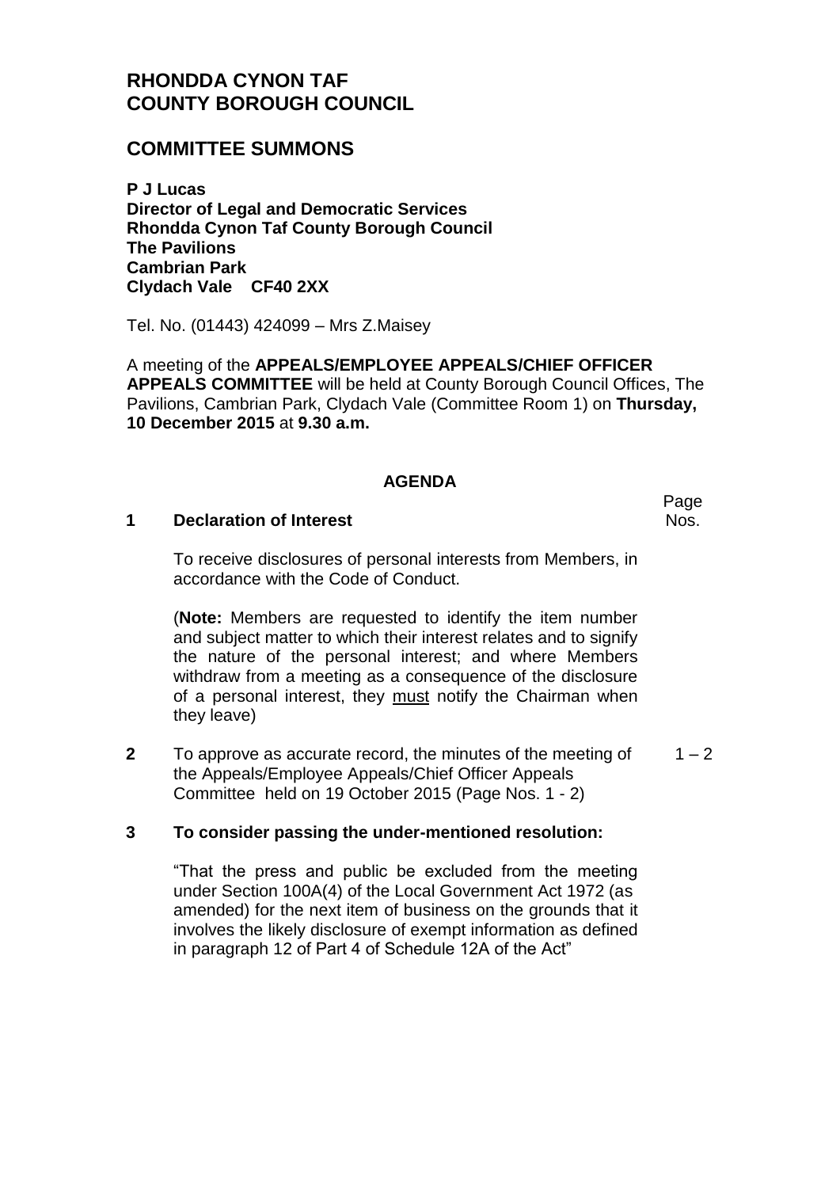# RHONDDA CYNON TAF
# COUNTY BOROUGH COUNCIL

## COMMITTEE SUMMONS

**P J Lucas**
**Director of Legal and Democratic Services**
**Rhondda Cynon Taf County Borough Council**
**The Pavilions**
**Cambrian Park**
**Clydach Vale CF40 2XX**

Tel. No. (01443) 424099 – Mrs Z.Maisey

A meeting of the **APPEALS/EMPLOYEE APPEALS/CHIEF OFFICER APPEALS COMMITTEE** will be held at County Borough Council Offices, The Pavilions, Cambrian Park, Clydach Vale (Committee Room 1) on **Thursday, 10 December 2015** at **9.30 a.m.**

### AGENDA

| | | Page Nos. |
|---|---|---|
| **1** | **Declaration of Interest**<br><br>To receive disclosures of personal interests from Members, in accordance with the Code of Conduct.<br><br>(**Note:** Members are requested to identify the item number and subject matter to which their interest relates and to signify the nature of the personal interest; and where Members withdraw from a meeting as a consequence of the disclosure of a personal interest, they must notify the Chairman when they leave) | |
| **2** | To approve as accurate record, the minutes of the meeting of the Appeals/Employee Appeals/Chief Officer Appeals Committee held on 19 October 2015 (Page Nos. 1 - 2) | 1 – 2 |
| **3** | **To consider passing the under-mentioned resolution:**<br><br>"That the press and public be excluded from the meeting under Section 100A(4) of the Local Government Act 1972 (as amended) for the next item of business on the grounds that it involves the likely disclosure of exempt information as defined in paragraph 12 of Part 4 of Schedule 12A of the Act" | |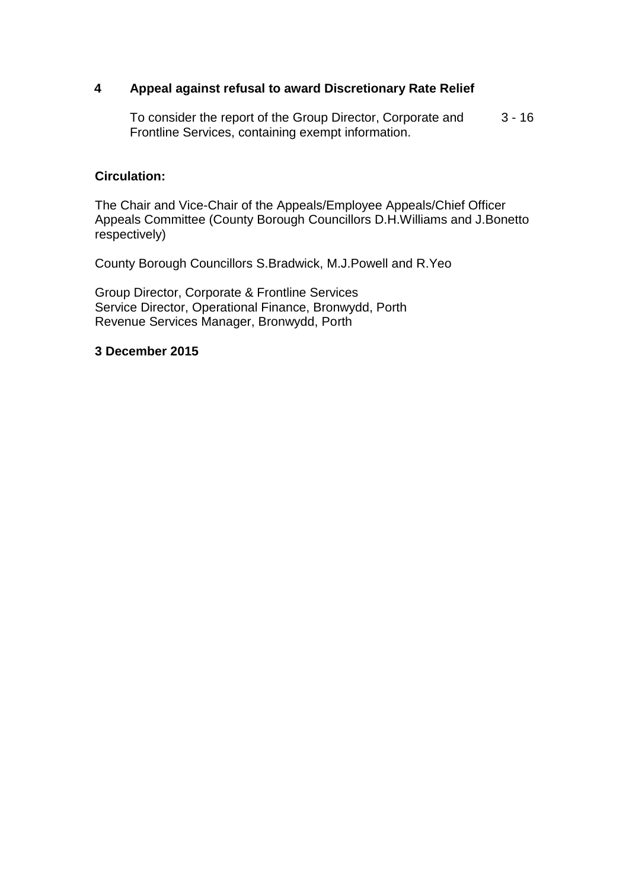**4 Appeal against refusal to award Discretionary Rate Relief**

To consider the report of the Group Director, Corporate and Frontline Services, containing exempt information. 3 - 16

**Circulation:**

The Chair and Vice-Chair of the Appeals/Employee Appeals/Chief Officer Appeals Committee (County Borough Councillors D.H.Williams and J.Bonetto respectively)

County Borough Councillors S.Bradwick, M.J.Powell and R.Yeo

Group Director, Corporate & Frontline Services
Service Director, Operational Finance, Bronwydd, Porth
Revenue Services Manager, Bronwydd, Porth

**3 December 2015**